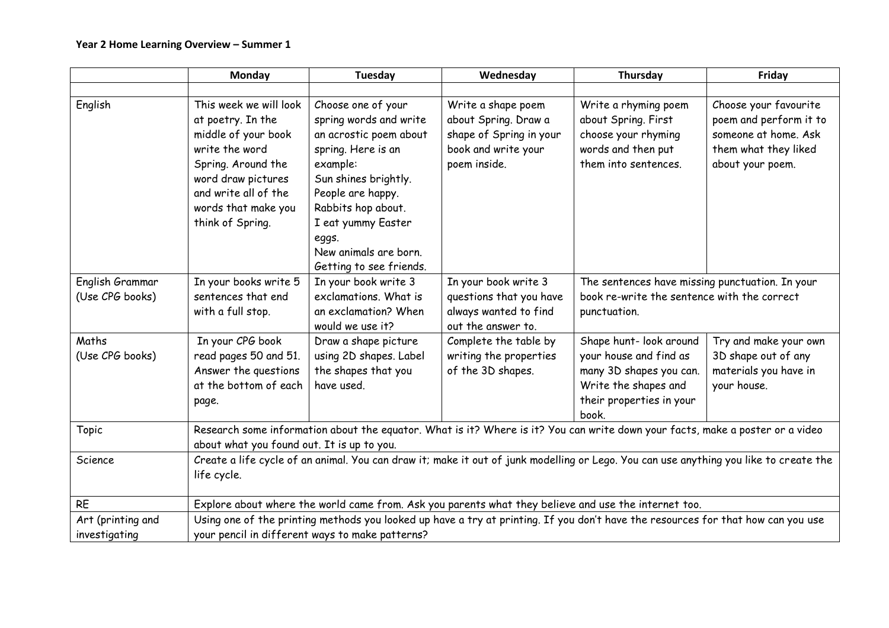**Year 2 Home Learning Overview – Summer 1**

| | Monday | Tuesday | Wednesday | Thursday | Friday |
|---|---|---|---|---|---|
| | | | | | |
| English | This week we will look at poetry. In the middle of your book write the word Spring. Around the word draw pictures and write all of the words that make you think of Spring. | Choose one of your spring words and write an acrostic poem about spring. Here is an example:<br>Sun shines brightly.<br>People are happy.<br>Rabbits hop about.<br>I eat yummy Easter eggs.<br>New animals are born.<br>Getting to see friends. | Write a shape poem about Spring. Draw a shape of Spring in your book and write your poem inside. | Write a rhyming poem about Spring. First choose your rhyming words and then put them into sentences. | Choose your favourite poem and perform it to someone at home. Ask them what they liked about your poem. |
| English Grammar (Use CPG books) | In your books write 5 sentences that end with a full stop. | In your book write 3 exclamations. What is an exclamation? When would we use it? | In your book write 3 questions that you have always wanted to find out the answer to. | The sentences have missing punctuation. In your book re-write the sentence with the correct punctuation. | |
| Maths (Use CPG books) | In your CPG book read pages 50 and 51. Answer the questions at the bottom of each page. | Draw a shape picture using 2D shapes. Label the shapes that you have used. | Complete the table by writing the properties of the 3D shapes. | Shape hunt- look around your house and find as many 3D shapes you can. Write the shapes and their properties in your book. | Try and make your own 3D shape out of any materials you have in your house. |
| Topic | Research some information about the equator. What is it? Where is it? You can write down your facts, make a poster or a video about what you found out. It is up to you. | | | | |
| Science | Create a life cycle of an animal. You can draw it; make it out of junk modelling or Lego. You can use anything you like to create the life cycle. | | | | |
| RE | Explore about where the world came from. Ask you parents what they believe and use the internet too. | | | | |
| Art (printing and investigating | Using one of the printing methods you looked up have a try at printing. If you don't have the resources for that how can you use your pencil in different ways to make patterns? | | | | |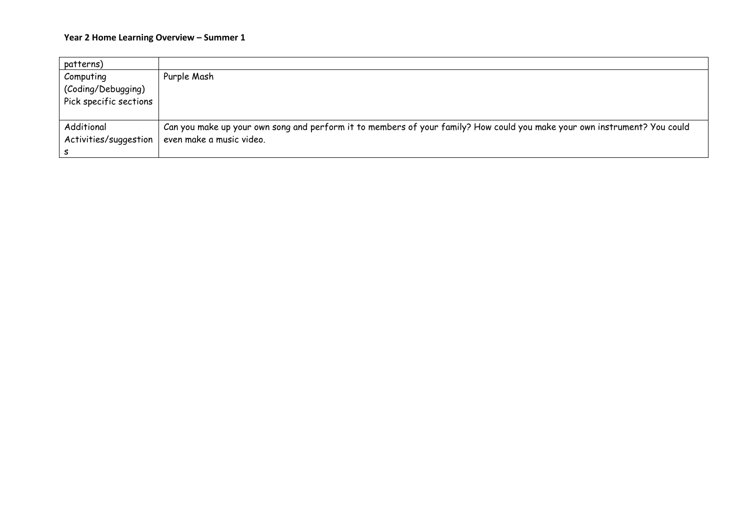**Year 2 Home Learning Overview – Summer 1**

| | |
|---|---|
| patterns) | |
| Computing (Coding/Debugging) Pick specific sections | Purple Mash |
| Additional Activities/suggestions | Can you make up your own song and perform it to members of your family? How could you make your own instrument? You could even make a music video. |